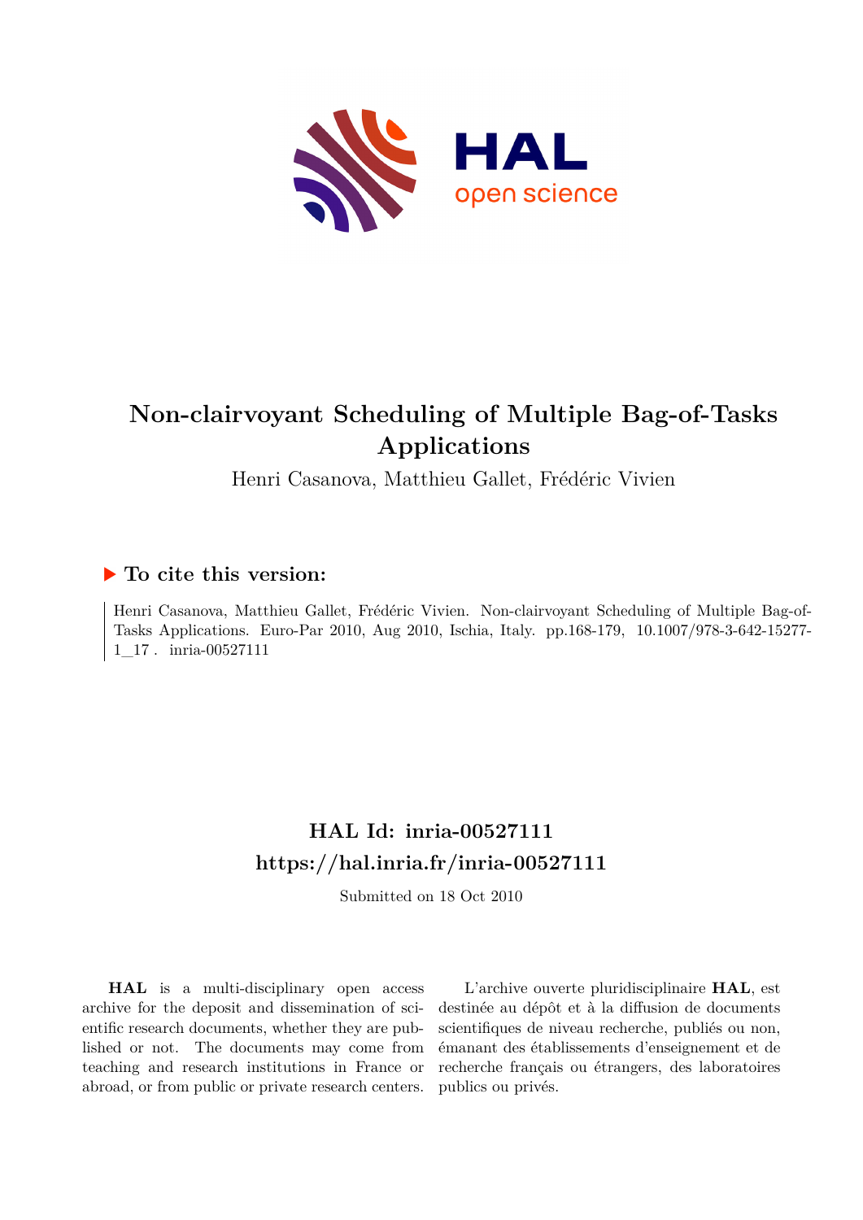# Non-clairvoyant Scheduling of Multiple Bag-of-Tasks Applications

Henri Casanova, Matthieu Gallet, Frédéric Vivien

## ▶ To cite this version:

Henri Casanova, Matthieu Gallet, Frédéric Vivien. Non-clairvoyant Scheduling of Multiple Bag-of-Tasks Applications. Euro-Par 2010, Aug 2010, Ischia, Italy. pp.168-179, 10.1007/978-3-642-15277-1_17 . inria-00527111

## HAL Id: inria-00527111

## https://hal.inria.fr/inria-00527111

Submitted on 18 Oct 2010

**HAL** is a multi-disciplinary open access archive for the deposit and dissemination of scientific research documents, whether they are published or not. The documents may come from teaching and research institutions in France or abroad, or from public or private research centers.

L'archive ouverte pluridisciplinaire **HAL**, est destinée au dépôt et à la diffusion de documents scientifiques de niveau recherche, publiés ou non, émanant des établissements d'enseignement et de recherche français ou étrangers, des laboratoires publics ou privés.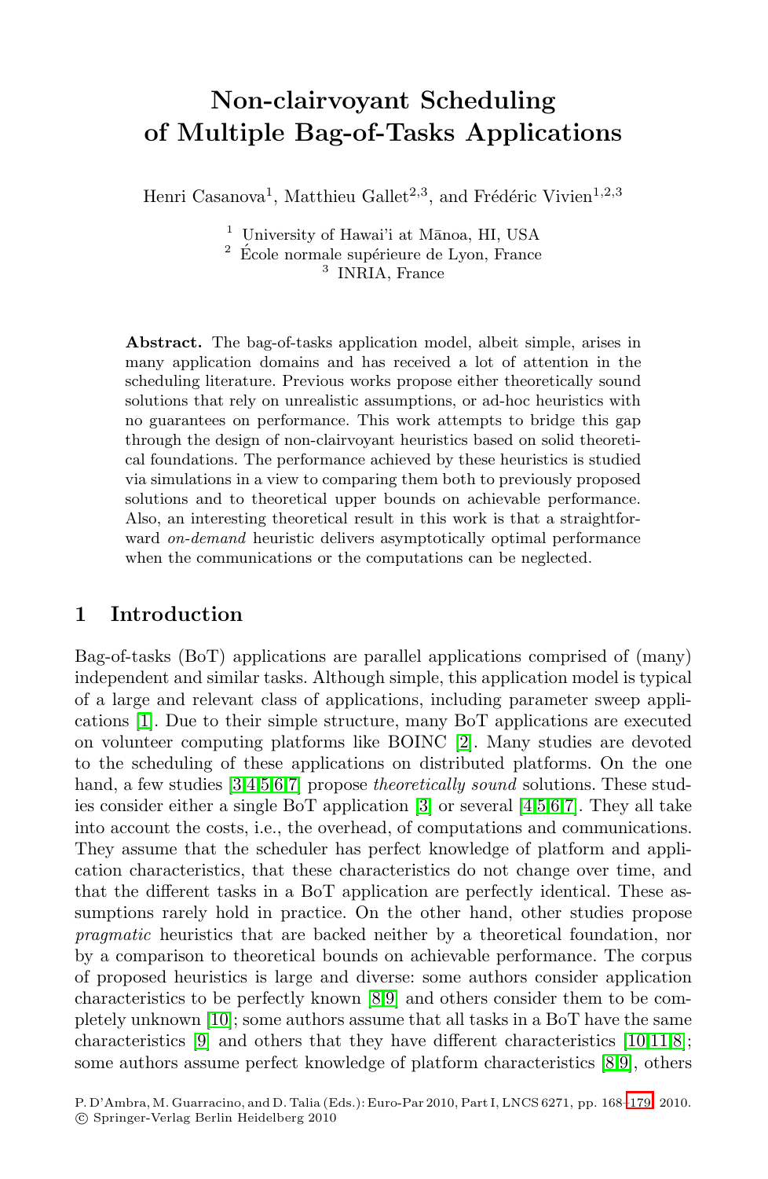# Non-clairvoyant Scheduling of Multiple Bag-of-Tasks Applications

Henri Casanova[1], Matthieu Gallet[2,3], and Frédéric Vivien[1,2,3]

[1] University of Hawai'i at Mānoa, HI, USA
[2] École normale supérieure de Lyon, France
[3] INRIA, France

**Abstract.** The bag-of-tasks application model, albeit simple, arises in many application domains and has received a lot of attention in the scheduling literature. Previous works propose either theoretically sound solutions that rely on unrealistic assumptions, or ad-hoc heuristics with no guarantees on performance. This work attempts to bridge this gap through the design of non-clairvoyant heuristics based on solid theoretical foundations. The performance achieved by these heuristics is studied via simulations in a view to comparing them both to previously proposed solutions and to theoretical upper bounds on achievable performance. Also, an interesting theoretical result in this work is that a straightforward *on-demand* heuristic delivers asymptotically optimal performance when the communications or the computations can be neglected.

## 1 Introduction

Bag-of-tasks (BoT) applications are parallel applications comprised of (many) independent and similar tasks. Although simple, this application model is typical of a large and relevant class of applications, including parameter sweep applications [1]. Due to their simple structure, many BoT applications are executed on volunteer computing platforms like BOINC [2]. Many studies are devoted to the scheduling of these applications on distributed platforms. On the one hand, a few studies [3,4,5,6,7] propose *theoretically sound* solutions. These studies consider either a single BoT application [3] or several [4,5,6,7]. They all take into account the costs, i.e., the overhead, of computations and communications. They assume that the scheduler has perfect knowledge of platform and application characteristics, that these characteristics do not change over time, and that the different tasks in a BoT application are perfectly identical. These assumptions rarely hold in practice. On the other hand, other studies propose *pragmatic* heuristics that are backed neither by a theoretical foundation, nor by a comparison to theoretical bounds on achievable performance. The corpus of proposed heuristics is large and diverse: some authors consider application characteristics to be perfectly known [8,9] and others consider them to be completely unknown [10]; some authors assume that all tasks in a BoT have the same characteristics [9] and others that they have different characteristics [10,11,8]; some authors assume perfect knowledge of platform characteristics [8,9], others

P. D'Ambra, M. Guarracino, and D. Talia (Eds.): Euro-Par 2010, Part I, LNCS 6271, pp. 168–179, 2010.
© Springer-Verlag Berlin Heidelberg 2010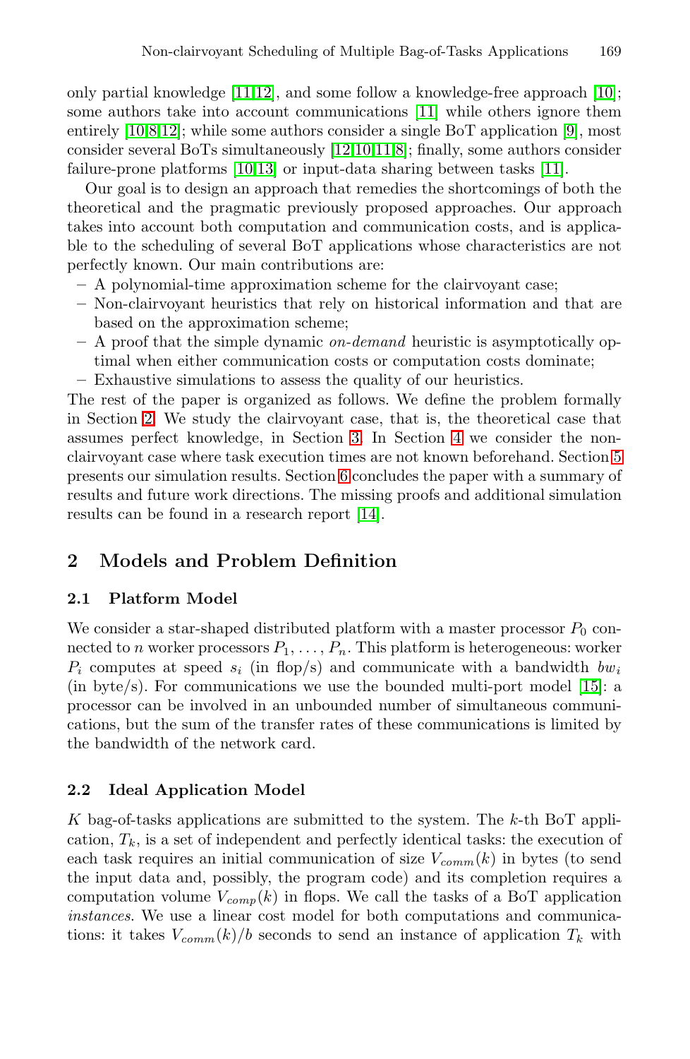only partial knowledge [11,12], and some follow a knowledge-free approach [10]; some authors take into account communications [11] while others ignore them entirely [10,8,12]; while some authors consider a single BoT application [9], most consider several BoTs simultaneously [12,10,11,8]; finally, some authors consider failure-prone platforms [10,13] or input-data sharing between tasks [11].

Our goal is to design an approach that remedies the shortcomings of both the theoretical and the pragmatic previously proposed approaches. Our approach takes into account both computation and communication costs, and is applicable to the scheduling of several BoT applications whose characteristics are not perfectly known. Our main contributions are:

- A polynomial-time approximation scheme for the clairvoyant case;
- Non-clairvoyant heuristics that rely on historical information and that are based on the approximation scheme;
- A proof that the simple dynamic *on-demand* heuristic is asymptotically optimal when either communication costs or computation costs dominate;
- Exhaustive simulations to assess the quality of our heuristics.

The rest of the paper is organized as follows. We define the problem formally in Section 2. We study the clairvoyant case, that is, the theoretical case that assumes perfect knowledge, in Section 3. In Section 4 we consider the non-clairvoyant case where task execution times are not known beforehand. Section 5 presents our simulation results. Section 6 concludes the paper with a summary of results and future work directions. The missing proofs and additional simulation results can be found in a research report [14].

## 2 Models and Problem Definition

### 2.1 Platform Model

We consider a star-shaped distributed platform with a master processor $P_0$ connected to $n$ worker processors $P_1, \ldots, P_n$. This platform is heterogeneous: worker $P_i$ computes at speed $s_i$ (in flop/s) and communicate with a bandwidth $bw_i$ (in byte/s). For communications we use the bounded multi-port model [15]: a processor can be involved in an unbounded number of simultaneous communications, but the sum of the transfer rates of these communications is limited by the bandwidth of the network card.

### 2.2 Ideal Application Model

$K$ bag-of-tasks applications are submitted to the system. The $k$-th BoT application, $T_k$, is a set of independent and perfectly identical tasks: the execution of each task requires an initial communication of size $V_{comm}(k)$ in bytes (to send the input data and, possibly, the program code) and its completion requires a computation volume $V_{comp}(k)$ in flops. We call the tasks of a BoT application *instances*. We use a linear cost model for both computations and communications: it takes $V_{comm}(k)/b$ seconds to send an instance of application $T_k$ with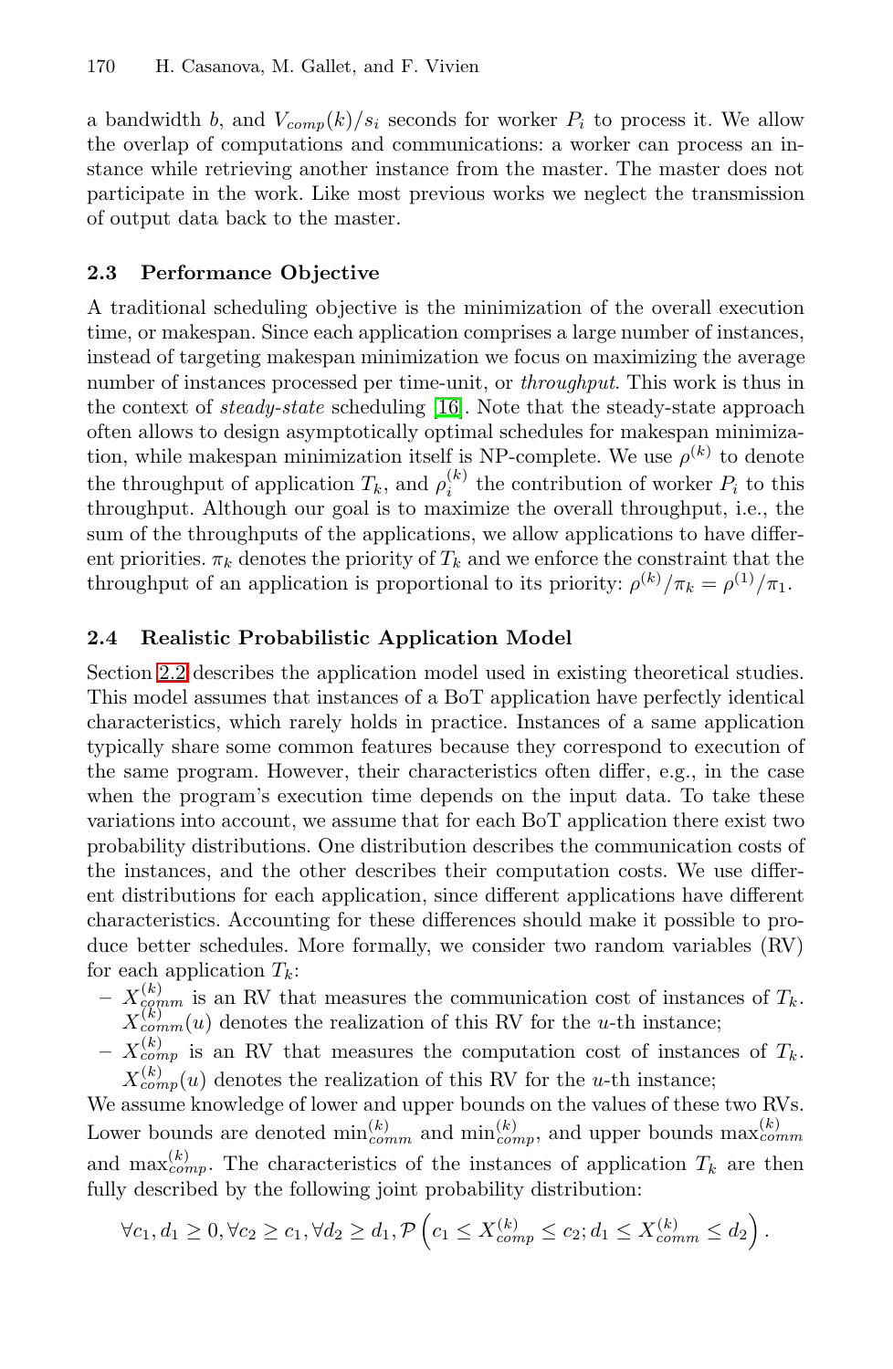a bandwidth $b$, and $V_{comp}(k)/s_i$ seconds for worker $P_i$ to process it. We allow the overlap of computations and communications: a worker can process an instance while retrieving another instance from the master. The master does not participate in the work. Like most previous works we neglect the transmission of output data back to the master.

### 2.3 Performance Objective

A traditional scheduling objective is the minimization of the overall execution time, or makespan. Since each application comprises a large number of instances, instead of targeting makespan minimization we focus on maximizing the average number of instances processed per time-unit, or *throughput*. This work is thus in the context of *steady-state* scheduling [16]. Note that the steady-state approach often allows to design asymptotically optimal schedules for makespan minimization, while makespan minimization itself is NP-complete. We use $\rho^{(k)}$ to denote the throughput of application $T_k$, and $\rho_i^{(k)}$ the contribution of worker $P_i$ to this throughput. Although our goal is to maximize the overall throughput, i.e., the sum of the throughputs of the applications, we allow applications to have different priorities. $\pi_k$ denotes the priority of $T_k$ and we enforce the constraint that the throughput of an application is proportional to its priority: $\rho^{(k)}/\pi_k = \rho^{(1)}/\pi_1$.

### 2.4 Realistic Probabilistic Application Model

Section 2.2 describes the application model used in existing theoretical studies. This model assumes that instances of a BoT application have perfectly identical characteristics, which rarely holds in practice. Instances of a same application typically share some common features because they correspond to execution of the same program. However, their characteristics often differ, e.g., in the case when the program's execution time depends on the input data. To take these variations into account, we assume that for each BoT application there exist two probability distributions. One distribution describes the communication costs of the instances, and the other describes their computation costs. We use different distributions for each application, since different applications have different characteristics. Accounting for these differences should make it possible to produce better schedules. More formally, we consider two random variables (RV) for each application $T_k$:

- $X_{comm}^{(k)}$ is an RV that measures the communication cost of instances of $T_k$. $X_{comm}^{(k)}(u)$ denotes the realization of this RV for the $u$-th instance;
- $X_{comp}^{(k)}$ is an RV that measures the computation cost of instances of $T_k$. $X_{comp}^{(k)}(u)$ denotes the realization of this RV for the $u$-th instance;

We assume knowledge of lower and upper bounds on the values of these two RVs. Lower bounds are denoted $\min_{comm}^{(k)}$ and $\min_{comp}^{(k)}$, and upper bounds $\max_{comm}^{(k)}$ and $\max_{comp}^{(k)}$. The characteristics of the instances of application $T_k$ are then fully described by the following joint probability distribution:

$$\forall c_1, d_1 \geq 0, \forall c_2 \geq c_1, \forall d_2 \geq d_1, \mathcal{P}\left(c_1 \leq X_{comp}^{(k)} \leq c_2; d_1 \leq X_{comm}^{(k)} \leq d_2\right).$$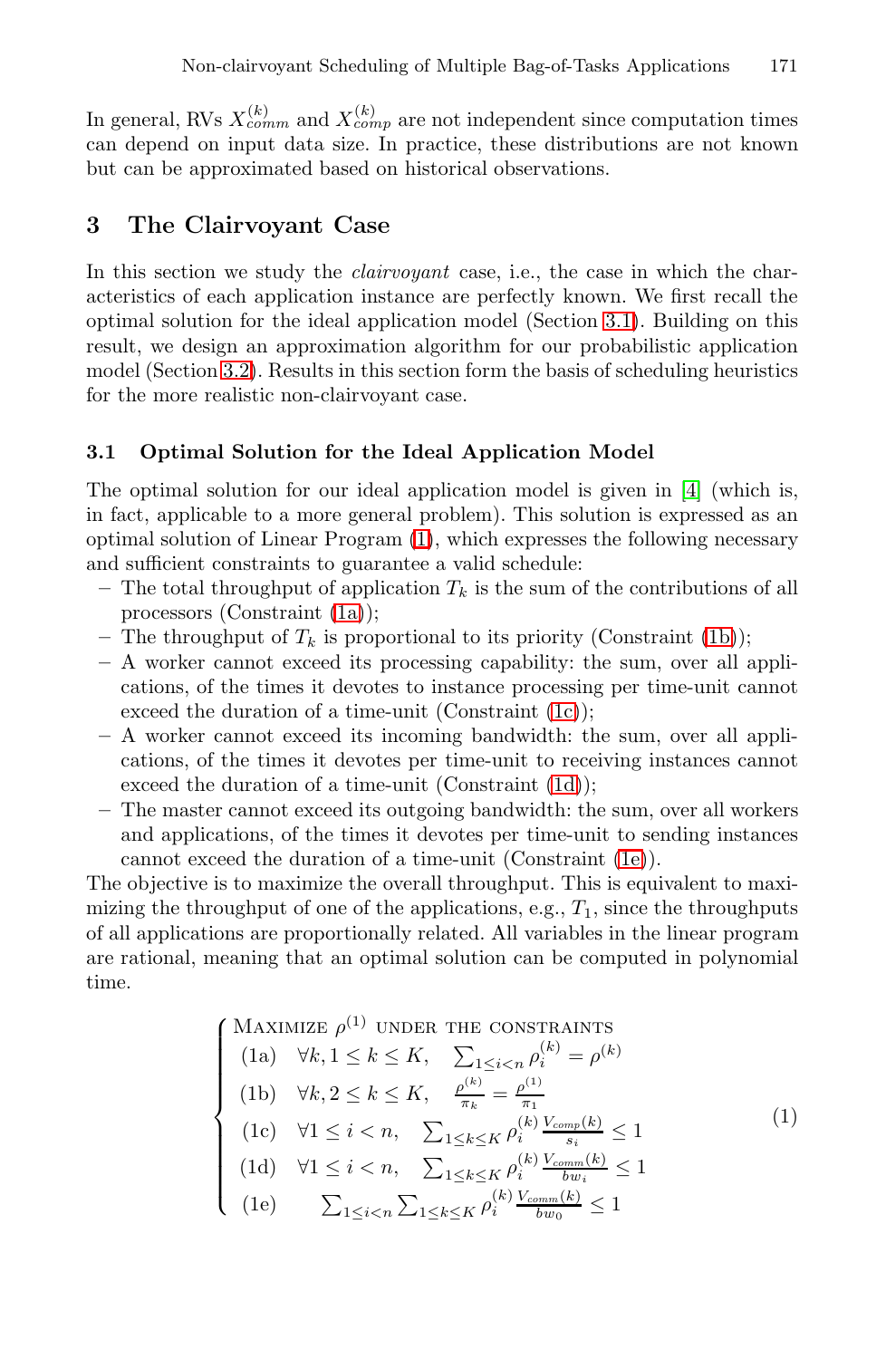In general, RVs $X_{comm}^{(k)}$ and $X_{comp}^{(k)}$ are not independent since computation times can depend on input data size. In practice, these distributions are not known but can be approximated based on historical observations.

## 3 The Clairvoyant Case

In this section we study the *clairvoyant* case, i.e., the case in which the characteristics of each application instance are perfectly known. We first recall the optimal solution for the ideal application model (Section 3.1). Building on this result, we design an approximation algorithm for our probabilistic application model (Section 3.2). Results in this section form the basis of scheduling heuristics for the more realistic non-clairvoyant case.

### 3.1 Optimal Solution for the Ideal Application Model

The optimal solution for our ideal application model is given in [4] (which is, in fact, applicable to a more general problem). This solution is expressed as an optimal solution of Linear Program (1), which expresses the following necessary and sufficient constraints to guarantee a valid schedule:

- The total throughput of application $T_k$ is the sum of the contributions of all processors (Constraint (1a));
- The throughput of $T_k$ is proportional to its priority (Constraint (1b));
- A worker cannot exceed its processing capability: the sum, over all applications, of the times it devotes to instance processing per time-unit cannot exceed the duration of a time-unit (Constraint (1c));
- A worker cannot exceed its incoming bandwidth: the sum, over all applications, of the times it devotes per time-unit to receiving instances cannot exceed the duration of a time-unit (Constraint (1d));
- The master cannot exceed its outgoing bandwidth: the sum, over all workers and applications, of the times it devotes per time-unit to sending instances cannot exceed the duration of a time-unit (Constraint (1e)).

The objective is to maximize the overall throughput. This is equivalent to maximizing the throughput of one of the applications, e.g., $T_1$, since the throughputs of all applications are proportionally related. All variables in the linear program are rational, meaning that an optimal solution can be computed in polynomial time.

$$
\left\{
\begin{array}{ll}
\text{MAXIMIZE } \rho^{(1)} \text{ UNDER THE CONSTRAINTS} & \\
\text{(1a)} \quad \forall k, 1 \leq k \leq K, \quad \sum_{1 \leq i < n} \rho_i^{(k)} = \rho^{(k)} & \\
\text{(1b)} \quad \forall k, 2 \leq k \leq K, \quad \frac{\rho^{(k)}}{\pi_k} = \frac{\rho^{(1)}}{\pi_1} & \\
\text{(1c)} \quad \forall 1 \leq i < n, \quad \sum_{1 \leq k \leq K} \rho_i^{(k)} \frac{V_{comp}(k)}{s_i} \leq 1 & \\
\text{(1d)} \quad \forall 1 \leq i < n, \quad \sum_{1 \leq k \leq K} \rho_i^{(k)} \frac{V_{comm}(k)}{bw_i} \leq 1 & \\
\text{(1e)} \qquad \sum_{1 \leq i < n} \sum_{1 \leq k \leq K} \rho_i^{(k)} \frac{V_{comm}(k)}{bw_0} \leq 1 &
\end{array}
\right.
\tag{1}
$$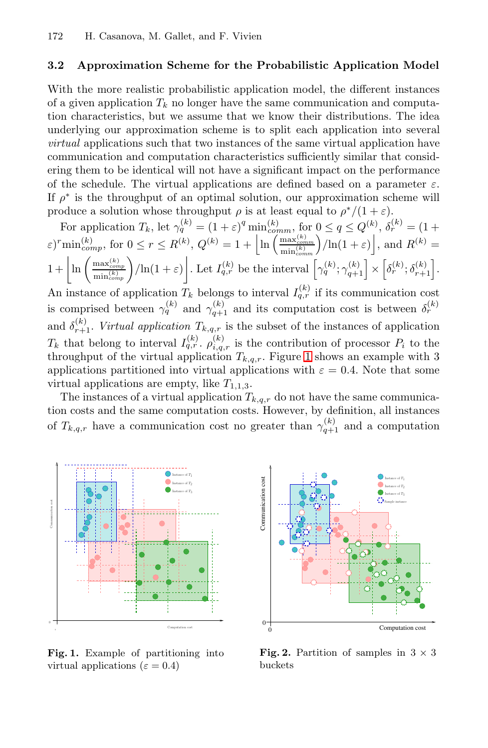### 3.2 Approximation Scheme for the Probabilistic Application Model

With the more realistic probabilistic application model, the different instances of a given application $T_k$ no longer have the same communication and computation characteristics, but we assume that we know their distributions. The idea underlying our approximation scheme is to split each application into several *virtual* applications such that two instances of the same virtual application have communication and computation characteristics sufficiently similar that considering them to be identical will not have a significant impact on the performance of the schedule. The virtual applications are defined based on a parameter $\varepsilon$. If $\rho^*$ is the throughput of an optimal solution, our approximation scheme will produce a solution whose throughput $\rho$ is at least equal to $\rho^*/(1+\varepsilon)$.

For application $T_k$, let $\gamma_q^{(k)} = (1+\varepsilon)^q \min_{comm}^{(k)}$, for $0 \le q \le Q^{(k)}$, $\delta_r^{(k)} = (1+\varepsilon)^r \min_{comp}^{(k)}$, for $0 \le r \le R^{(k)}$, $Q^{(k)} = 1 + \left\lfloor \ln\left(\frac{\max_{comm}^{(k)}}{\min_{comm}^{(k)}}\right)/\ln(1+\varepsilon)\right\rfloor$, and $R^{(k)} = 1 + \left\lfloor \ln\left(\frac{\max_{comp}^{(k)}}{\min_{comp}^{(k)}}\right)/\ln(1+\varepsilon)\right\rfloor$. Let $I_{q,r}^{(k)}$ be the interval $\left[\gamma_q^{(k)};\gamma_{q+1}^{(k)}\right] \times \left[\delta_r^{(k)};\delta_{r+1}^{(k)}\right]$. An instance of application $T_k$ belongs to interval $I_{q,r}^{(k)}$ if its communication cost is comprised between $\gamma_q^{(k)}$ and $\gamma_{q+1}^{(k)}$ and its computation cost is between $\delta_r^{(k)}$ and $\delta_{r+1}^{(k)}$. *Virtual application* $T_{k,q,r}$ is the subset of the instances of application $T_k$ that belong to interval $I_{q,r}^{(k)}$. $\rho_{i,q,r}^{(k)}$ is the contribution of processor $P_i$ to the throughput of the virtual application $T_{k,q,r}$. Figure 1 shows an example with 3 applications partitioned into virtual applications with $\varepsilon = 0.4$. Note that some virtual applications are empty, like $T_{1,1,3}$.

The instances of a virtual application $T_{k,q,r}$ do not have the same communication costs and the same computation costs. However, by definition, all instances of $T_{k,q,r}$ have a communication cost no greater than $\gamma_{q+1}^{(k)}$ and a computation

**Fig. 1.** Example of partitioning into virtual applications ($\varepsilon = 0.4$)

**Fig. 2.** Partition of samples in 3 × 3 buckets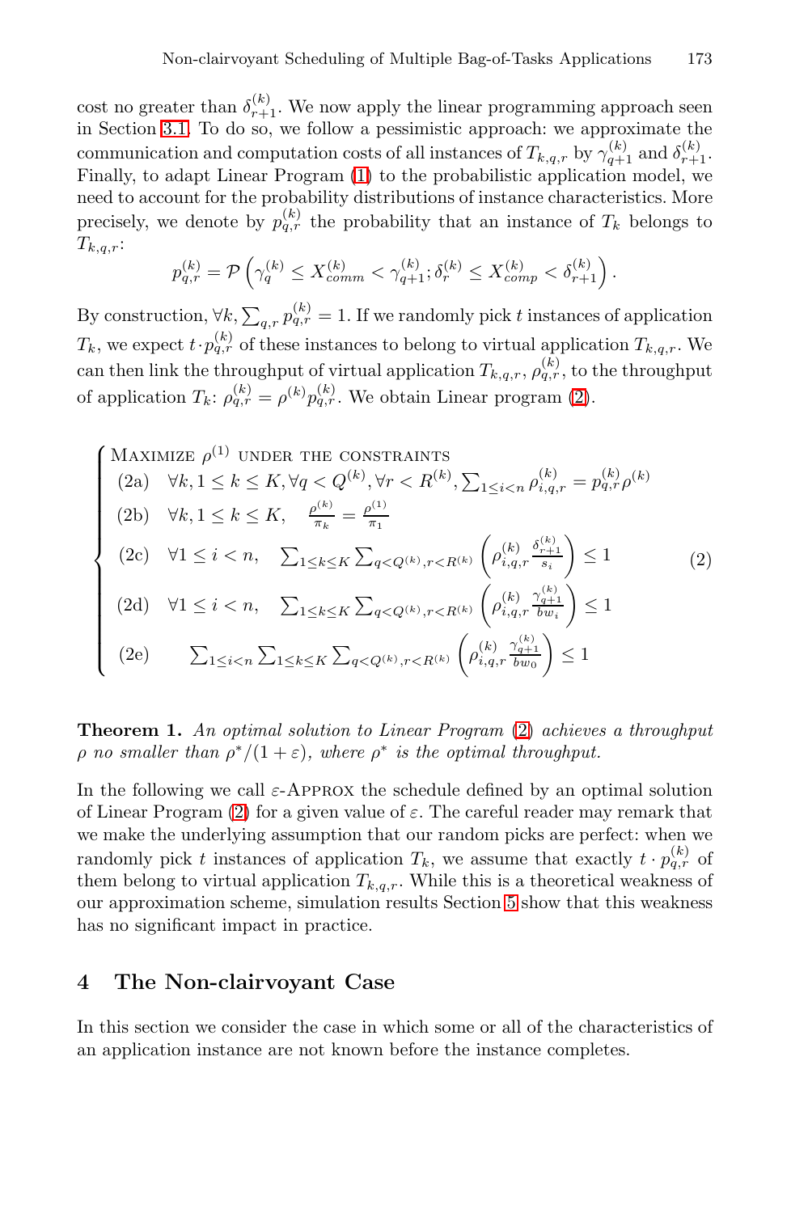cost no greater than $\delta_{r+1}^{(k)}$. We now apply the linear programming approach seen in Section 3.1. To do so, we follow a pessimistic approach: we approximate the communication and computation costs of all instances of $T_{k,q,r}$ by $\gamma_{q+1}^{(k)}$ and $\delta_{r+1}^{(k)}$. Finally, to adapt Linear Program (1) to the probabilistic application model, we need to account for the probability distributions of instance characteristics. More precisely, we denote by $p_{q,r}^{(k)}$ the probability that an instance of $T_k$ belongs to $T_{k,q,r}$:

$$p_{q,r}^{(k)} = \mathcal{P}\left(\gamma_q^{(k)} \leq X_{comm}^{(k)} < \gamma_{q+1}^{(k)}; \delta_r^{(k)} \leq X_{comp}^{(k)} < \delta_{r+1}^{(k)}\right).$$

By construction, $\forall k, \sum_{q,r} p_{q,r}^{(k)} = 1$. If we randomly pick $t$ instances of application $T_k$, we expect $t \cdot p_{q,r}^{(k)}$ of these instances to belong to virtual application $T_{k,q,r}$. We can then link the throughput of virtual application $T_{k,q,r}$, $\rho_{q,r}^{(k)}$, to the throughput of application $T_k$: $\rho_{q,r}^{(k)} = \rho^{(k)} p_{q,r}^{(k)}$. We obtain Linear program (2).

$$\begin{cases}
\text{MAXIMIZE } \rho^{(1)} \text{ UNDER THE CONSTRAINTS} \\
\text{(2a)} \quad \forall k, 1 \leq k \leq K, \forall q < Q^{(k)}, \forall r < R^{(k)}, \sum_{1 \leq i < n} \rho_{i,q,r}^{(k)} = p_{q,r}^{(k)} \rho^{(k)} \\
\text{(2b)} \quad \forall k, 1 \leq k \leq K, \quad \frac{\rho^{(k)}}{\pi_k} = \frac{\rho^{(1)}}{\pi_1} \\
\text{(2c)} \quad \forall 1 \leq i < n, \quad \sum_{1 \leq k \leq K} \sum_{q < Q^{(k)}, r < R^{(k)}} \left( \rho_{i,q,r}^{(k)} \frac{\delta_{r+1}^{(k)}}{s_i} \right) \leq 1 \\
\text{(2d)} \quad \forall 1 \leq i < n, \quad \sum_{1 \leq k \leq K} \sum_{q < Q^{(k)}, r < R^{(k)}} \left( \rho_{i,q,r}^{(k)} \frac{\gamma_{q+1}^{(k)}}{bw_i} \right) \leq 1 \\
\text{(2e)} \quad \sum_{1 \leq i < n} \sum_{1 \leq k \leq K} \sum_{q < Q^{(k)}, r < R^{(k)}} \left( \rho_{i,q,r}^{(k)} \frac{\gamma_{q+1}^{(k)}}{bw_0} \right) \leq 1
\end{cases} \tag{2}$$

**Theorem 1.** *An optimal solution to Linear Program (2) achieves a throughput $\rho$ no smaller than $\rho^*/(1+\varepsilon)$, where $\rho^*$ is the optimal throughput.*

In the following we call $\varepsilon$-APPROX the schedule defined by an optimal solution of Linear Program (2) for a given value of $\varepsilon$. The careful reader may remark that we make the underlying assumption that our random picks are perfect: when we randomly pick $t$ instances of application $T_k$, we assume that exactly $t \cdot p_{q,r}^{(k)}$ of them belong to virtual application $T_{k,q,r}$. While this is a theoretical weakness of our approximation scheme, simulation results Section 5 show that this weakness has no significant impact in practice.

## 4 The Non-clairvoyant Case

In this section we consider the case in which some or all of the characteristics of an application instance are not known before the instance completes.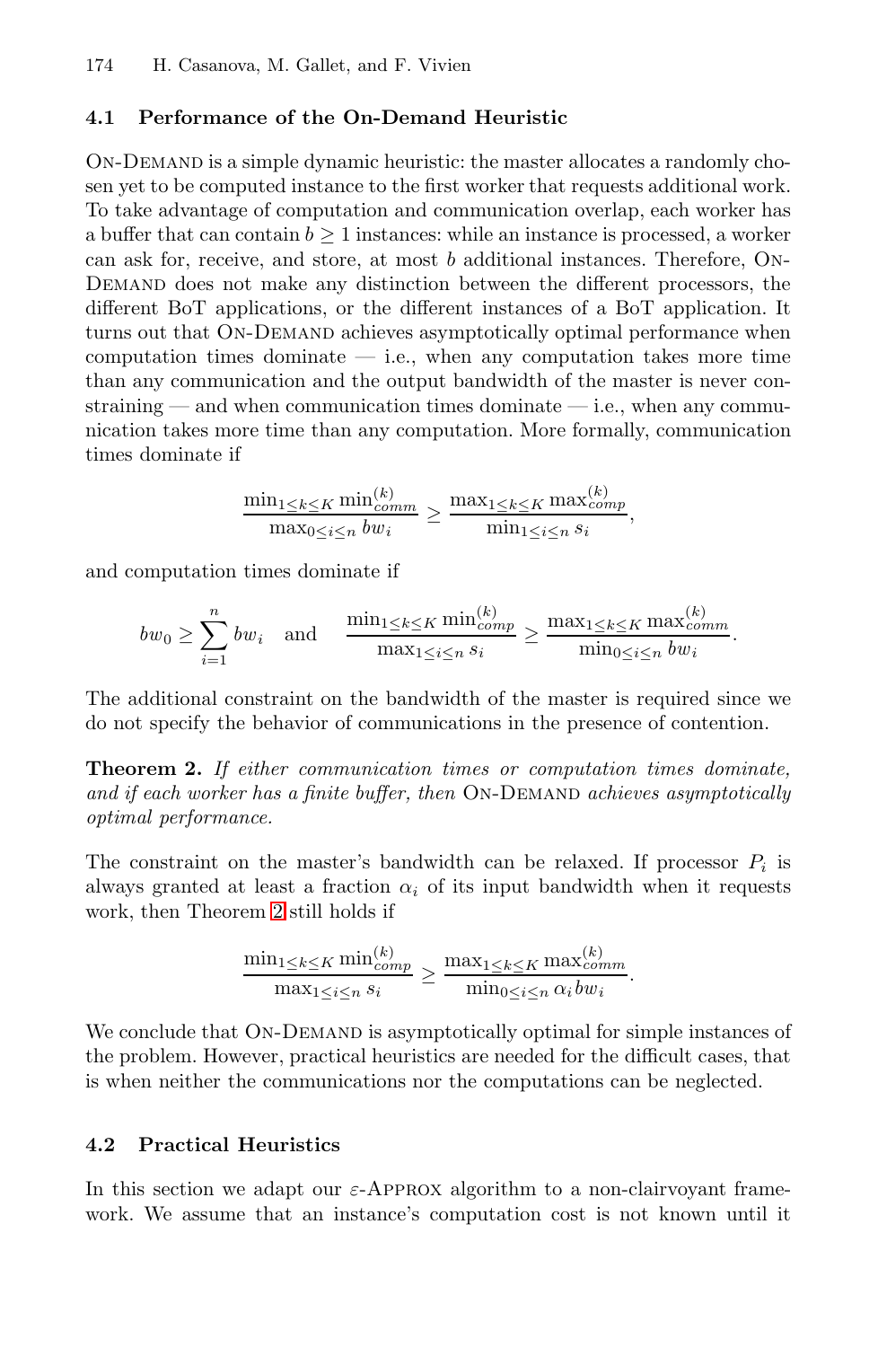### 4.1 Performance of the On-Demand Heuristic

On-Demand is a simple dynamic heuristic: the master allocates a randomly chosen yet to be computed instance to the first worker that requests additional work. To take advantage of computation and communication overlap, each worker has a buffer that can contain $b \geq 1$ instances: while an instance is processed, a worker can ask for, receive, and store, at most $b$ additional instances. Therefore, On-Demand does not make any distinction between the different processors, the different BoT applications, or the different instances of a BoT application. It turns out that On-Demand achieves asymptotically optimal performance when computation times dominate — i.e., when any computation takes more time than any communication and the output bandwidth of the master is never constraining — and when communication times dominate — i.e., when any communication takes more time than any computation. More formally, communication times dominate if

$$\frac{\min_{1 \leq k \leq K} \min_{comm}^{(k)}}{\max_{0 \leq i \leq n} bw_i} \geq \frac{\max_{1 \leq k \leq K} \max_{comp}^{(k)}}{\min_{1 \leq i \leq n} s_i},$$

and computation times dominate if

$$bw_0 \geq \sum_{i=1}^{n} bw_i \quad \text{and} \quad \frac{\min_{1 \leq k \leq K} \min_{comp}^{(k)}}{\max_{1 \leq i \leq n} s_i} \geq \frac{\max_{1 \leq k \leq K} \max_{comm}^{(k)}}{\min_{0 \leq i \leq n} bw_i}.$$

The additional constraint on the bandwidth of the master is required since we do not specify the behavior of communications in the presence of contention.

**Theorem 2.** *If either communication times or computation times dominate, and if each worker has a finite buffer, then* On-Demand *achieves asymptotically optimal performance.*

The constraint on the master's bandwidth can be relaxed. If processor $P_i$ is always granted at least a fraction $\alpha_i$ of its input bandwidth when it requests work, then Theorem 2 still holds if

$$\frac{\min_{1 \leq k \leq K} \min_{comp}^{(k)}}{\max_{1 \leq i \leq n} s_i} \geq \frac{\max_{1 \leq k \leq K} \max_{comm}^{(k)}}{\min_{0 \leq i \leq n} \alpha_i bw_i}.$$

We conclude that On-Demand is asymptotically optimal for simple instances of the problem. However, practical heuristics are needed for the difficult cases, that is when neither the communications nor the computations can be neglected.

### 4.2 Practical Heuristics

In this section we adapt our $\varepsilon$-Approx algorithm to a non-clairvoyant framework. We assume that an instance's computation cost is not known until it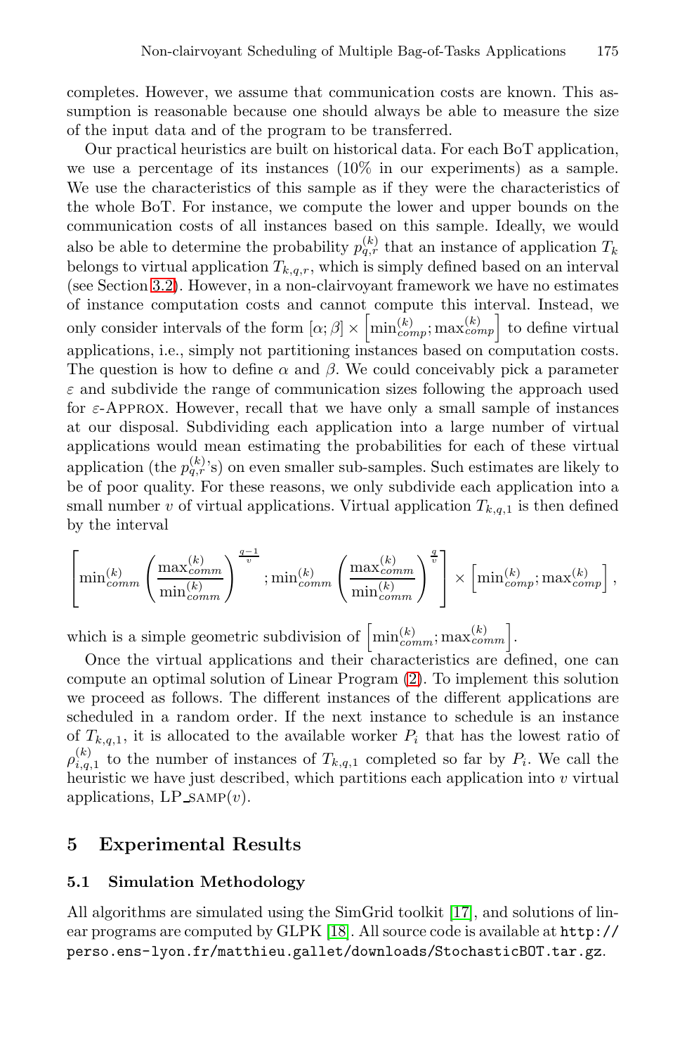completes. However, we assume that communication costs are known. This assumption is reasonable because one should always be able to measure the size of the input data and of the program to be transferred.

Our practical heuristics are built on historical data. For each BoT application, we use a percentage of its instances (10% in our experiments) as a sample. We use the characteristics of this sample as if they were the characteristics of the whole BoT. For instance, we compute the lower and upper bounds on the communication costs of all instances based on this sample. Ideally, we would also be able to determine the probability $p_{q,r}^{(k)}$ that an instance of application $T_k$ belongs to virtual application $T_{k,q,r}$, which is simply defined based on an interval (see Section 3.2). However, in a non-clairvoyant framework we have no estimates of instance computation costs and cannot compute this interval. Instead, we only consider intervals of the form $[\alpha;\beta] \times \left[\min_{comp}^{(k)};\max_{comp}^{(k)}\right]$ to define virtual applications, i.e., simply not partitioning instances based on computation costs. The question is how to define $\alpha$ and $\beta$. We could conceivably pick a parameter $\varepsilon$ and subdivide the range of communication sizes following the approach used for $\varepsilon$-Approx. However, recall that we have only a small sample of instances at our disposal. Subdividing each application into a large number of virtual applications would mean estimating the probabilities for each of these virtual application (the $p_{q,r}^{(k)}$'s) on even smaller sub-samples. Such estimates are likely to be of poor quality. For these reasons, we only subdivide each application into a small number $v$ of virtual applications. Virtual application $T_{k,q,1}$ is then defined by the interval

$$\left[\min_{comm}^{(k)}\left(\frac{\max_{comm}^{(k)}}{\min_{comm}^{(k)}}\right)^{\frac{q-1}{v}};\min_{comm}^{(k)}\left(\frac{\max_{comm}^{(k)}}{\min_{comm}^{(k)}}\right)^{\frac{q}{v}}\right] \times \left[\min_{comp}^{(k)};\max_{comp}^{(k)}\right],$$

which is a simple geometric subdivision of $\left[\min_{comm}^{(k)};\max_{comm}^{(k)}\right]$.

Once the virtual applications and their characteristics are defined, one can compute an optimal solution of Linear Program (2). To implement this solution we proceed as follows. The different instances of the different applications are scheduled in a random order. If the next instance to schedule is an instance of $T_{k,q,1}$, it is allocated to the available worker $P_i$ that has the lowest ratio of $\rho_{i,q,1}^{(k)}$ to the number of instances of $T_{k,q,1}$ completed so far by $P_i$. We call the heuristic we have just described, which partitions each application into $v$ virtual applications, LP_samp($v$).

## 5 Experimental Results

### 5.1 Simulation Methodology

All algorithms are simulated using the SimGrid toolkit [17], and solutions of linear programs are computed by GLPK [18]. All source code is available at `http://perso.ens-lyon.fr/matthieu.gallet/downloads/StochasticBOT.tar.gz`.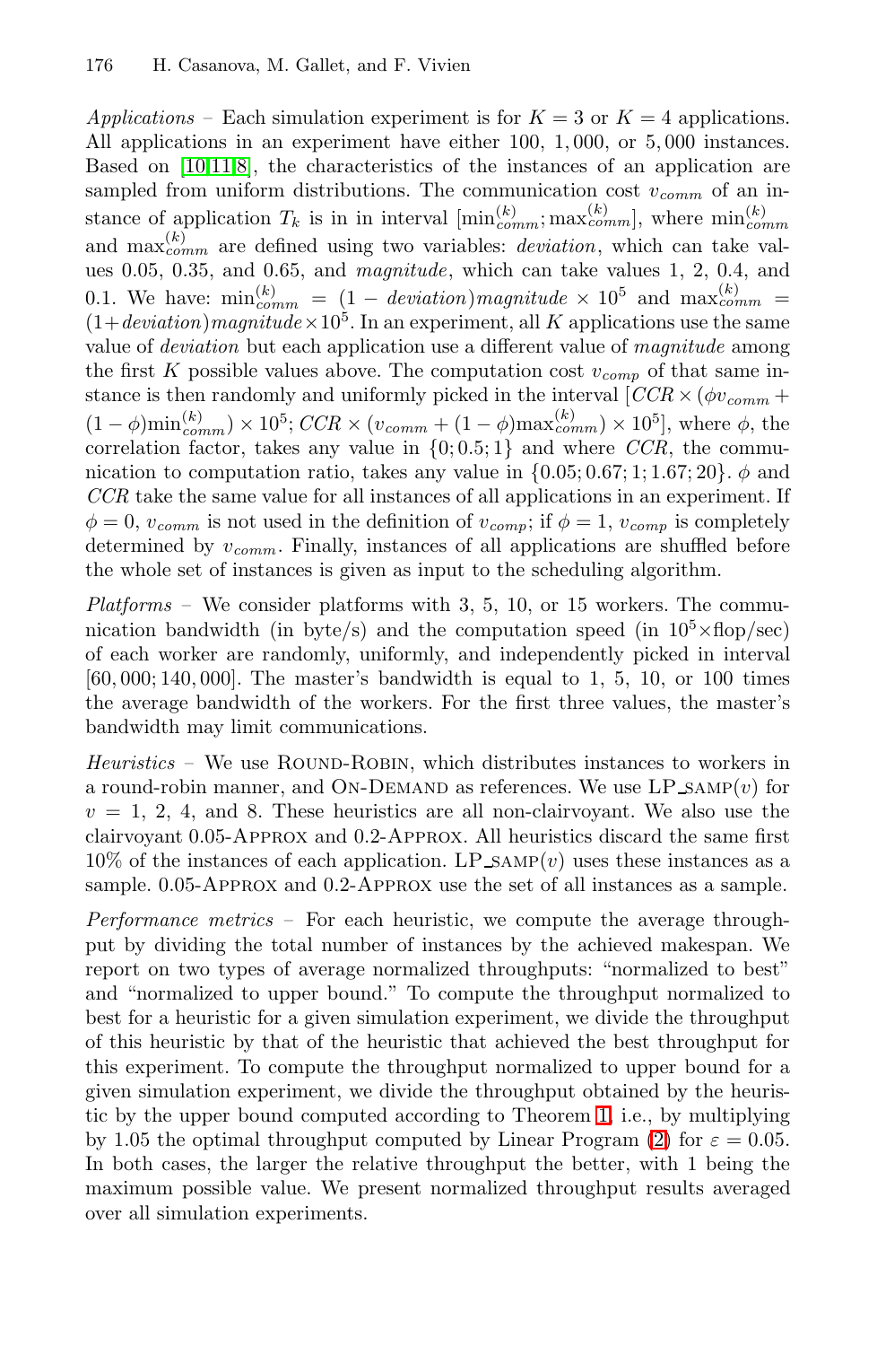*Applications* – Each simulation experiment is for $K = 3$ or $K = 4$ applications. All applications in an experiment have either 100, 1,000, or 5,000 instances. Based on [10,11,8], the characteristics of the instances of an application are sampled from uniform distributions. The communication cost $v_{comm}$ of an instance of application $T_k$ is in in interval $[\min_{comm}^{(k)}; \max_{comm}^{(k)}]$, where $\min_{comm}^{(k)}$ and $\max_{comm}^{(k)}$ are defined using two variables: *deviation*, which can take values 0.05, 0.35, and 0.65, and *magnitude*, which can take values 1, 2, 0.4, and 0.1. We have: $\min_{comm}^{(k)} = (1 - deviation) magnitude \times 10^5$ and $\max_{comm}^{(k)} = (1 + deviation) magnitude \times 10^5$. In an experiment, all $K$ applications use the same value of *deviation* but each application use a different value of *magnitude* among the first $K$ possible values above. The computation cost $v_{comp}$ of that same instance is then randomly and uniformly picked in the interval $[CCR \times (\phi v_{comm} + (1 - \phi)\min_{comm}^{(k)}) \times 10^5; CCR \times (v_{comm} + (1 - \phi)\max_{comm}^{(k)}) \times 10^5]$, where $\phi$, the correlation factor, takes any value in $\{0; 0.5; 1\}$ and where $CCR$, the communication to computation ratio, takes any value in $\{0.05; 0.67; 1; 1.67; 20\}$. $\phi$ and $CCR$ take the same value for all instances of all applications in an experiment. If $\phi = 0$, $v_{comm}$ is not used in the definition of $v_{comp}$; if $\phi = 1$, $v_{comp}$ is completely determined by $v_{comm}$. Finally, instances of all applications are shuffled before the whole set of instances is given as input to the scheduling algorithm.

*Platforms* – We consider platforms with 3, 5, 10, or 15 workers. The communication bandwidth (in byte/s) and the computation speed (in $10^5\times$flop/sec) of each worker are randomly, uniformly, and independently picked in interval $[60,000; 140,000]$. The master's bandwidth is equal to 1, 5, 10, or 100 times the average bandwidth of the workers. For the first three values, the master's bandwidth may limit communications.

*Heuristics* – We use Round-Robin, which distributes instances to workers in a round-robin manner, and On-Demand as references. We use LP_samp($v$) for $v$ = 1, 2, 4, and 8. These heuristics are all non-clairvoyant. We also use the clairvoyant 0.05-Approx and 0.2-Approx. All heuristics discard the same first 10% of the instances of each application. LP_samp($v$) uses these instances as a sample. 0.05-Approx and 0.2-Approx use the set of all instances as a sample.

*Performance metrics* – For each heuristic, we compute the average throughput by dividing the total number of instances by the achieved makespan. We report on two types of average normalized throughputs: "normalized to best" and "normalized to upper bound." To compute the throughput normalized to best for a heuristic for a given simulation experiment, we divide the throughput of this heuristic by that of the heuristic that achieved the best throughput for this experiment. To compute the throughput normalized to upper bound for a given simulation experiment, we divide the throughput obtained by the heuristic by the upper bound computed according to Theorem 1, i.e., by multiplying by 1.05 the optimal throughput computed by Linear Program (2) for $\varepsilon = 0.05$. In both cases, the larger the relative throughput the better, with 1 being the maximum possible value. We present normalized throughput results averaged over all simulation experiments.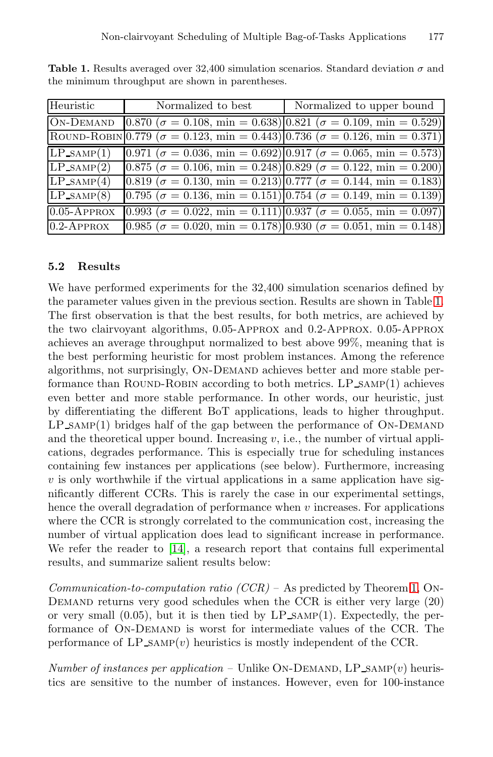**Table 1.** Results averaged over 32,400 simulation scenarios. Standard deviation $\sigma$ and the minimum throughput are shown in parentheses.

| Heuristic | Normalized to best | Normalized to upper bound |
|---|---|---|
| On-Demand | 0.870 ($\sigma$ = 0.108, min = 0.638) | 0.821 ($\sigma$ = 0.109, min = 0.529) |
| Round-Robin | 0.779 ($\sigma$ = 0.123, min = 0.443) | 0.736 ($\sigma$ = 0.126, min = 0.371) |
| LP_samp(1) | 0.971 ($\sigma$ = 0.036, min = 0.692) | 0.917 ($\sigma$ = 0.065, min = 0.573) |
| LP_samp(2) | 0.875 ($\sigma$ = 0.106, min = 0.248) | 0.829 ($\sigma$ = 0.122, min = 0.200) |
| LP_samp(4) | 0.819 ($\sigma$ = 0.130, min = 0.213) | 0.777 ($\sigma$ = 0.144, min = 0.183) |
| LP_samp(8) | 0.795 ($\sigma$ = 0.136, min = 0.151) | 0.754 ($\sigma$ = 0.149, min = 0.139) |
| 0.05-Approx | 0.993 ($\sigma$ = 0.022, min = 0.111) | 0.937 ($\sigma$ = 0.055, min = 0.097) |
| 0.2-Approx | 0.985 ($\sigma$ = 0.020, min = 0.178) | 0.930 ($\sigma$ = 0.051, min = 0.148) |

### 5.2 Results

We have performed experiments for the 32,400 simulation scenarios defined by the parameter values given in the previous section. Results are shown in Table 1. The first observation is that the best results, for both metrics, are achieved by the two clairvoyant algorithms, 0.05-Approx and 0.2-Approx. 0.05-Approx achieves an average throughput normalized to best above 99%, meaning that is the best performing heuristic for most problem instances. Among the reference algorithms, not surprisingly, On-Demand achieves better and more stable performance than Round-Robin according to both metrics. LP_samp(1) achieves even better and more stable performance. In other words, our heuristic, just by differentiating the different BoT applications, leads to higher throughput. LP_samp(1) bridges half of the gap between the performance of On-Demand and the theoretical upper bound. Increasing $v$, i.e., the number of virtual applications, degrades performance. This is especially true for scheduling instances containing few instances per applications (see below). Furthermore, increasing $v$ is only worthwhile if the virtual applications in a same application have significantly different CCRs. This is rarely the case in our experimental settings, hence the overall degradation of performance when $v$ increases. For applications where the CCR is strongly correlated to the communication cost, increasing the number of virtual application does lead to significant increase in performance. We refer the reader to [14], a research report that contains full experimental results, and summarize salient results below:

*Communication-to-computation ratio (CCR)* – As predicted by Theorem 1, On-Demand returns very good schedules when the CCR is either very large (20) or very small (0.05), but it is then tied by LP_samp(1). Expectedly, the performance of On-Demand is worst for intermediate values of the CCR. The performance of LP_samp($v$) heuristics is mostly independent of the CCR.

*Number of instances per application* – Unlike On-Demand, LP_samp($v$) heuristics are sensitive to the number of instances. However, even for 100-instance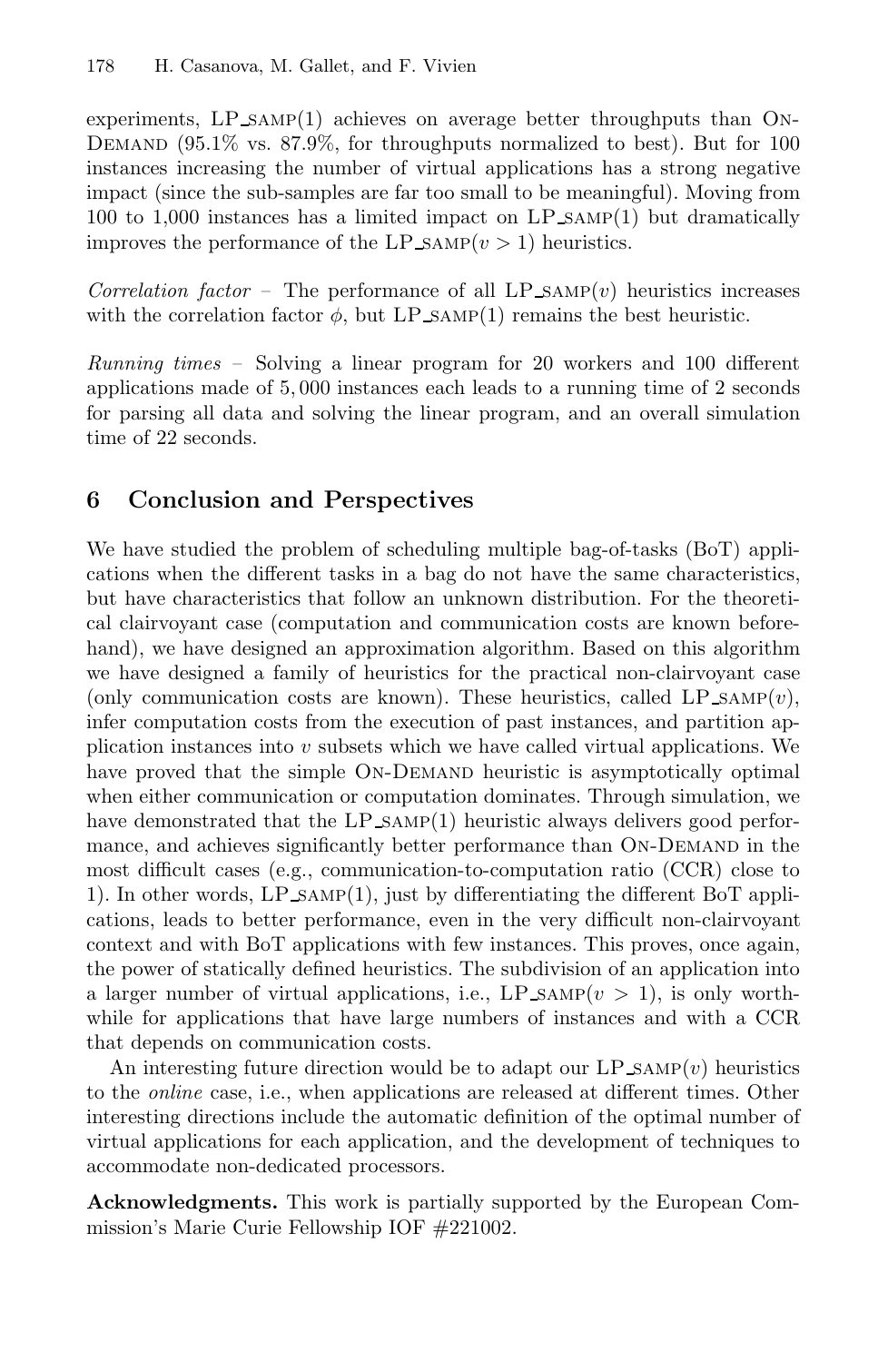experiments, LP_SAMP(1) achieves on average better throughputs than On-Demand (95.1% vs. 87.9%, for throughputs normalized to best). But for 100 instances increasing the number of virtual applications has a strong negative impact (since the sub-samples are far too small to be meaningful). Moving from 100 to 1,000 instances has a limited impact on LP_SAMP(1) but dramatically improves the performance of the LP_SAMP($v > 1$) heuristics.

*Correlation factor* – The performance of all LP_SAMP($v$) heuristics increases with the correlation factor $\phi$, but LP_SAMP(1) remains the best heuristic.

*Running times* – Solving a linear program for 20 workers and 100 different applications made of 5,000 instances each leads to a running time of 2 seconds for parsing all data and solving the linear program, and an overall simulation time of 22 seconds.

## 6 Conclusion and Perspectives

We have studied the problem of scheduling multiple bag-of-tasks (BoT) applications when the different tasks in a bag do not have the same characteristics, but have characteristics that follow an unknown distribution. For the theoretical clairvoyant case (computation and communication costs are known beforehand), we have designed an approximation algorithm. Based on this algorithm we have designed a family of heuristics for the practical non-clairvoyant case (only communication costs are known). These heuristics, called LP_SAMP($v$), infer computation costs from the execution of past instances, and partition application instances into $v$ subsets which we have called virtual applications. We have proved that the simple On-Demand heuristic is asymptotically optimal when either communication or computation dominates. Through simulation, we have demonstrated that the LP_SAMP(1) heuristic always delivers good performance, and achieves significantly better performance than On-Demand in the most difficult cases (e.g., communication-to-computation ratio (CCR) close to 1). In other words, LP_SAMP(1), just by differentiating the different BoT applications, leads to better performance, even in the very difficult non-clairvoyant context and with BoT applications with few instances. This proves, once again, the power of statically defined heuristics. The subdivision of an application into a larger number of virtual applications, i.e., LP_SAMP($v > 1$), is only worthwhile for applications that have large numbers of instances and with a CCR that depends on communication costs.

An interesting future direction would be to adapt our LP_SAMP($v$) heuristics to the *online* case, i.e., when applications are released at different times. Other interesting directions include the automatic definition of the optimal number of virtual applications for each application, and the development of techniques to accommodate non-dedicated processors.

**Acknowledgments.** This work is partially supported by the European Commission's Marie Curie Fellowship IOF #221002.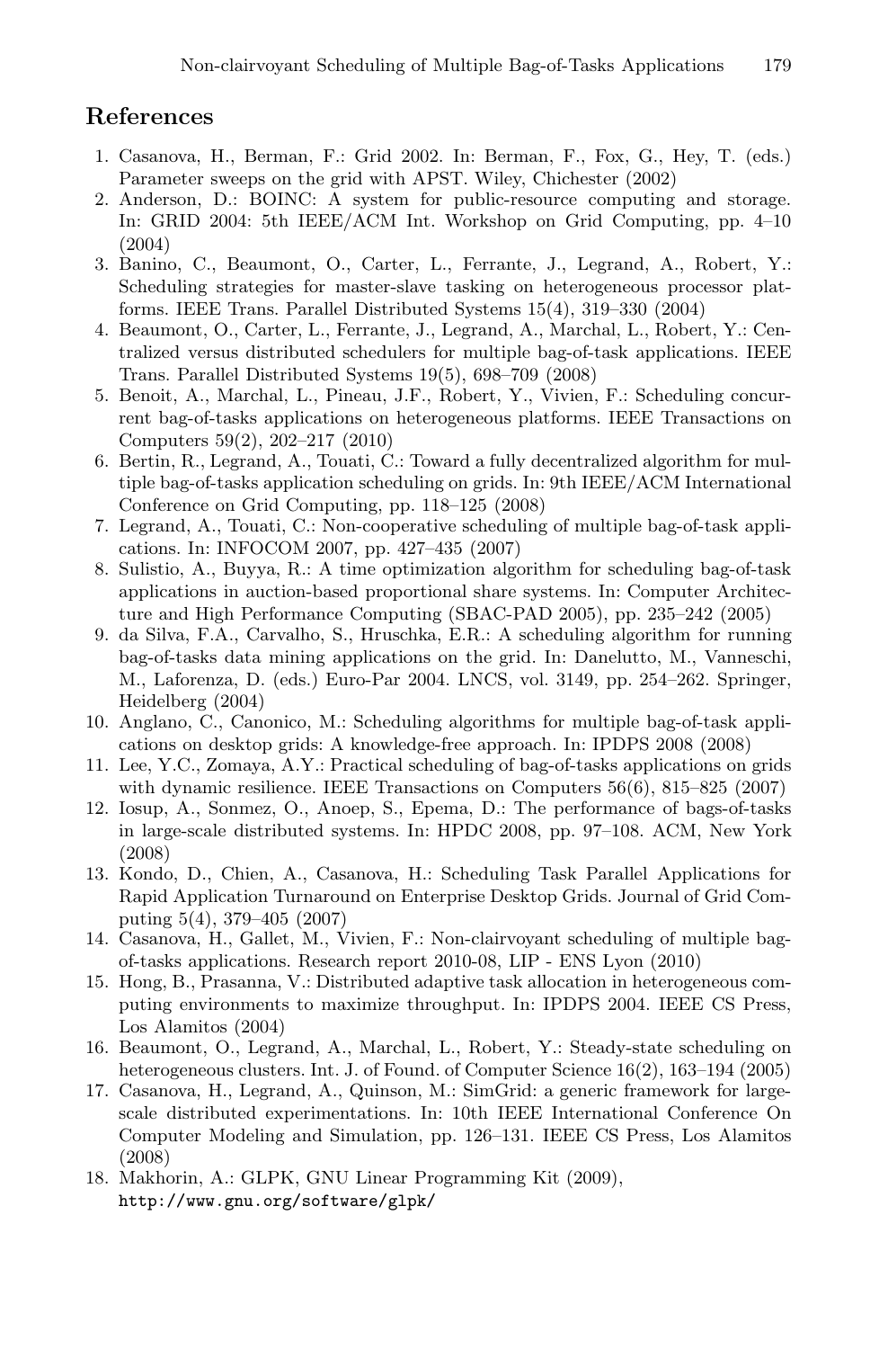## References

1. Casanova, H., Berman, F.: Grid 2002. In: Berman, F., Fox, G., Hey, T. (eds.) Parameter sweeps on the grid with APST. Wiley, Chichester (2002)
2. Anderson, D.: BOINC: A system for public-resource computing and storage. In: GRID 2004: 5th IEEE/ACM Int. Workshop on Grid Computing, pp. 4–10 (2004)
3. Banino, C., Beaumont, O., Carter, L., Ferrante, J., Legrand, A., Robert, Y.: Scheduling strategies for master-slave tasking on heterogeneous processor platforms. IEEE Trans. Parallel Distributed Systems 15(4), 319–330 (2004)
4. Beaumont, O., Carter, L., Ferrante, J., Legrand, A., Marchal, L., Robert, Y.: Centralized versus distributed schedulers for multiple bag-of-task applications. IEEE Trans. Parallel Distributed Systems 19(5), 698–709 (2008)
5. Benoit, A., Marchal, L., Pineau, J.F., Robert, Y., Vivien, F.: Scheduling concurrent bag-of-tasks applications on heterogeneous platforms. IEEE Transactions on Computers 59(2), 202–217 (2010)
6. Bertin, R., Legrand, A., Touati, C.: Toward a fully decentralized algorithm for multiple bag-of-tasks application scheduling on grids. In: 9th IEEE/ACM International Conference on Grid Computing, pp. 118–125 (2008)
7. Legrand, A., Touati, C.: Non-cooperative scheduling of multiple bag-of-task applications. In: INFOCOM 2007, pp. 427–435 (2007)
8. Sulistio, A., Buyya, R.: A time optimization algorithm for scheduling bag-of-task applications in auction-based proportional share systems. In: Computer Architecture and High Performance Computing (SBAC-PAD 2005), pp. 235–242 (2005)
9. da Silva, F.A., Carvalho, S., Hruschka, E.R.: A scheduling algorithm for running bag-of-tasks data mining applications on the grid. In: Danelutto, M., Vanneschi, M., Laforenza, D. (eds.) Euro-Par 2004. LNCS, vol. 3149, pp. 254–262. Springer, Heidelberg (2004)
10. Anglano, C., Canonico, M.: Scheduling algorithms for multiple bag-of-task applications on desktop grids: A knowledge-free approach. In: IPDPS 2008 (2008)
11. Lee, Y.C., Zomaya, A.Y.: Practical scheduling of bag-of-tasks applications on grids with dynamic resilience. IEEE Transactions on Computers 56(6), 815–825 (2007)
12. Iosup, A., Sonmez, O., Anoep, S., Epema, D.: The performance of bags-of-tasks in large-scale distributed systems. In: HPDC 2008, pp. 97–108. ACM, New York (2008)
13. Kondo, D., Chien, A., Casanova, H.: Scheduling Task Parallel Applications for Rapid Application Turnaround on Enterprise Desktop Grids. Journal of Grid Computing 5(4), 379–405 (2007)
14. Casanova, H., Gallet, M., Vivien, F.: Non-clairvoyant scheduling of multiple bag-of-tasks applications. Research report 2010-08, LIP - ENS Lyon (2010)
15. Hong, B., Prasanna, V.: Distributed adaptive task allocation in heterogeneous computing environments to maximize throughput. In: IPDPS 2004. IEEE CS Press, Los Alamitos (2004)
16. Beaumont, O., Legrand, A., Marchal, L., Robert, Y.: Steady-state scheduling on heterogeneous clusters. Int. J. of Found. of Computer Science 16(2), 163–194 (2005)
17. Casanova, H., Legrand, A., Quinson, M.: SimGrid: a generic framework for large-scale distributed experimentations. In: 10th IEEE International Conference On Computer Modeling and Simulation, pp. 126–131. IEEE CS Press, Los Alamitos (2008)
18. Makhorin, A.: GLPK, GNU Linear Programming Kit (2009), http://www.gnu.org/software/glpk/